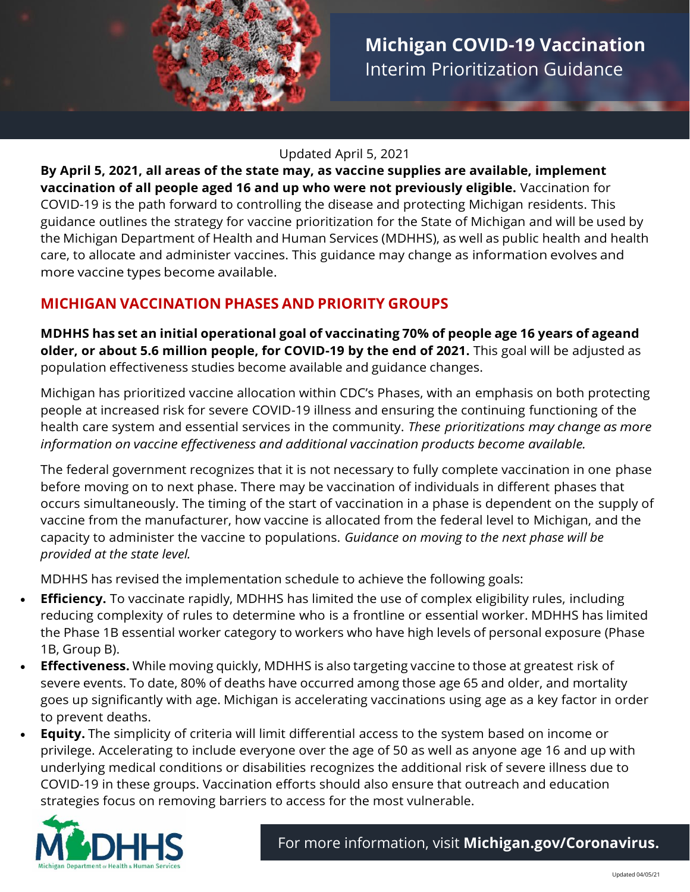# Michigan COVID-19 Vaccination

Interim Prioritization Guidance

Updated April 5, 2021

**By April 5, 2021, all areas of the state may, as vaccine supplies are available, implement vaccination of all people aged 16 and up who were not previously eligible.** Vaccination for COVID-19 is the path forward to controlling the disease and protecting Michigan residents. This guidance outlines the strategy for vaccine prioritization for the State of Michigan and will be used by the Michigan Department of Health and Human Services (MDHHS), as well as public health and health care, to allocate and administer vaccines. This guidance may change as information evolves and more vaccine types become available.

## MICHIGAN VACCINATION PHASES AND PRIORITY GROUPS

**MDHHS has set an initial operational goal of vaccinating 70% of people age 16 years of ageand older, or about 5.6 million people, for COVID-19 by the end of 2021.** This goal will be adjusted as population effectiveness studies become available and guidance changes.

Michigan has prioritized vaccine allocation within CDC's Phases, with an emphasis on both protecting people at increased risk for severe COVID-19 illness and ensuring the continuing functioning of the health care system and essential services in the community. *These prioritizations may change as more information on vaccine effectiveness and additional vaccination products become available.*

The federal government recognizes that it is not necessary to fully complete vaccination in one phase before moving on to next phase. There may be vaccination of individuals in different phases that occurs simultaneously. The timing of the start of vaccination in a phase is dependent on the supply of vaccine from the manufacturer, how vaccine is allocated from the federal level to Michigan, and the capacity to administer the vaccine to populations. *Guidance on moving to the next phase will be provided at the state level.*

MDHHS has revised the implementation schedule to achieve the following goals:

- **Efficiency.** To vaccinate rapidly, MDHHS has limited the use of complex eligibility rules, including reducing complexity of rules to determine who is a frontline or essential worker. MDHHS has limited the Phase 1B essential worker category to workers who have high levels of personal exposure (Phase 1B, Group B).
- **Effectiveness.** While moving quickly, MDHHS is also targeting vaccine to those at greatest risk of severe events. To date, 80% of deaths have occurred among those age 65 and older, and mortality goes up significantly with age. Michigan is accelerating vaccinations using age as a key factor in order to prevent deaths.
- **Equity.** The simplicity of criteria will limit differential access to the system based on income or privilege. Accelerating to include everyone over the age of 50 as well as anyone age 16 and up with underlying medical conditions or disabilities recognizes the additional risk of severe illness due to COVID-19 in these groups. Vaccination efforts should also ensure that outreach and education strategies focus on removing barriers to access for the most vulnerable.

For more information, visit **Michigan.gov/Coronavirus.**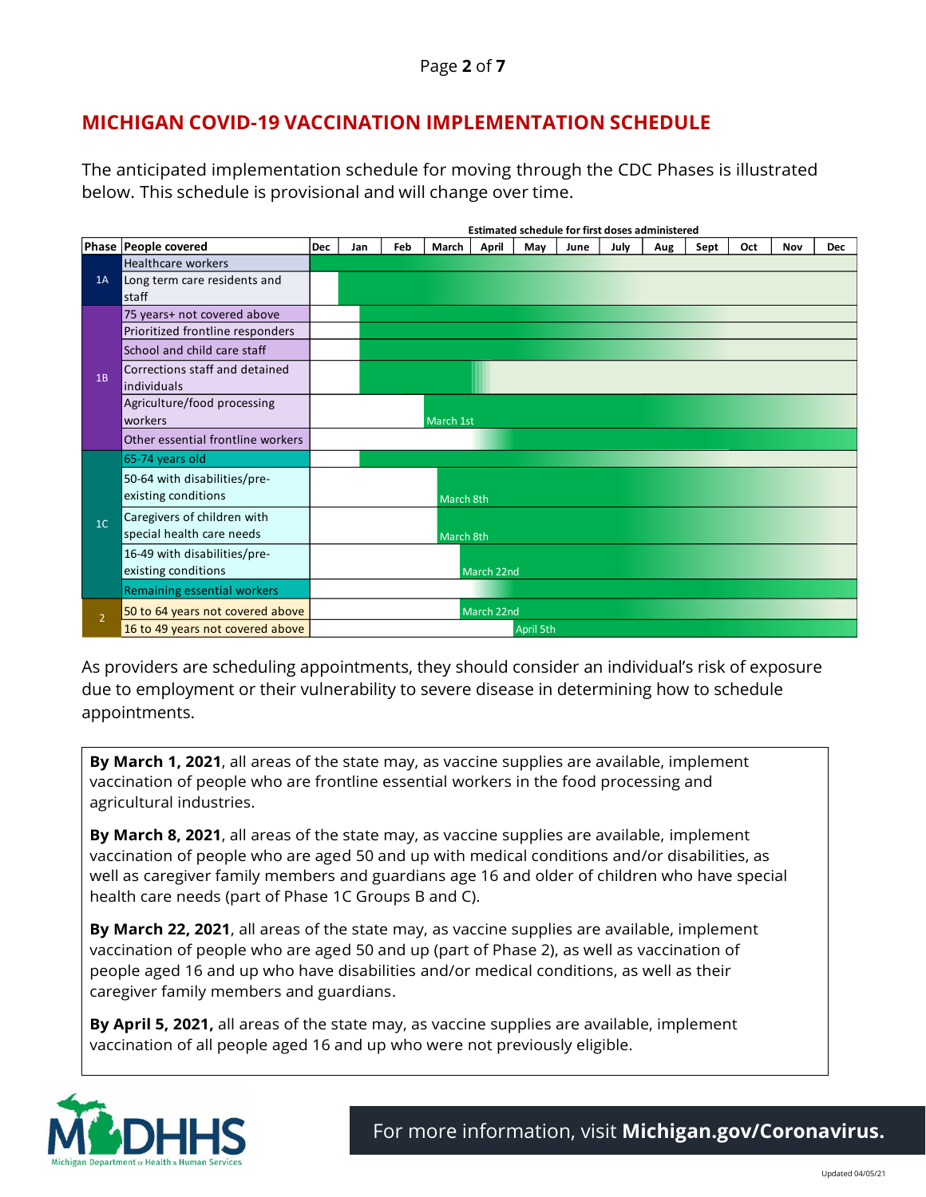## MICHIGAN COVID-19 VACCINATION IMPLEMENTATION SCHEDULE

The anticipated implementation schedule for moving through the CDC Phases is illustrated below. This schedule is provisional and will change over time.

**Estimated schedule for first doses administered**

| Phase | People covered | Dec | Jan | Feb | March | April | May | June | July | Aug | Sept | Oct | Nov | Dec |
|---|---|---|---|---|---|---|---|---|---|---|---|---|---|---|
| 1A | Healthcare workers | | | | | | | | | | | | | |
| 1A | Long term care residents and staff | | | | | | | | | | | | | |
| 1B | 75 years+ not covered above | | | | | | | | | | | | | |
| 1B | Prioritized frontline responders | | | | | | | | | | | | | |
| 1B | School and child care staff | | | | | | | | | | | | | |
| 1B | Corrections staff and detained individuals | | | | | | | | | | | | | |
| 1B | Agriculture/food processing workers | | | | March 1st | | | | | | | | | |
| 1B | Other essential frontline workers | | | | | | | | | | | | | |
| 1C | 65-74 years old | | | | | | | | | | | | | |
| 1C | 50-64 with disabilities/pre-existing conditions | | | | March 8th | | | | | | | | | |
| 1C | Caregivers of children with special health care needs | | | | March 8th | | | | | | | | | |
| 1C | 16-49 with disabilities/pre-existing conditions | | | | March 22nd | | | | | | | | | |
| 1C | Remaining essential workers | | | | | | | | | | | | | |
| 2 | 50 to 64 years not covered above | | | | March 22nd | | | | | | | | | |
| 2 | 16 to 49 years not covered above | | | | | April 5th | | | | | | | | |

As providers are scheduling appointments, they should consider an individual's risk of exposure due to employment or their vulnerability to severe disease in determining how to schedule appointments.

**By March 1, 2021**, all areas of the state may, as vaccine supplies are available, implement vaccination of people who are frontline essential workers in the food processing and agricultural industries.

**By March 8, 2021**, all areas of the state may, as vaccine supplies are available, implement vaccination of people who are aged 50 and up with medical conditions and/or disabilities, as well as caregiver family members and guardians age 16 and older of children who have special health care needs (part of Phase 1C Groups B and C).

**By March 22, 2021**, all areas of the state may, as vaccine supplies are available, implement vaccination of people who are aged 50 and up (part of Phase 2), as well as vaccination of people aged 16 and up who have disabilities and/or medical conditions, as well as their caregiver family members and guardians.

**By April 5, 2021,** all areas of the state may, as vaccine supplies are available, implement vaccination of all people aged 16 and up who were not previously eligible.

MDHHS Michigan Department of Health & Human Services

For more information, visit **Michigan.gov/Coronavirus.**

Updated 04/05/21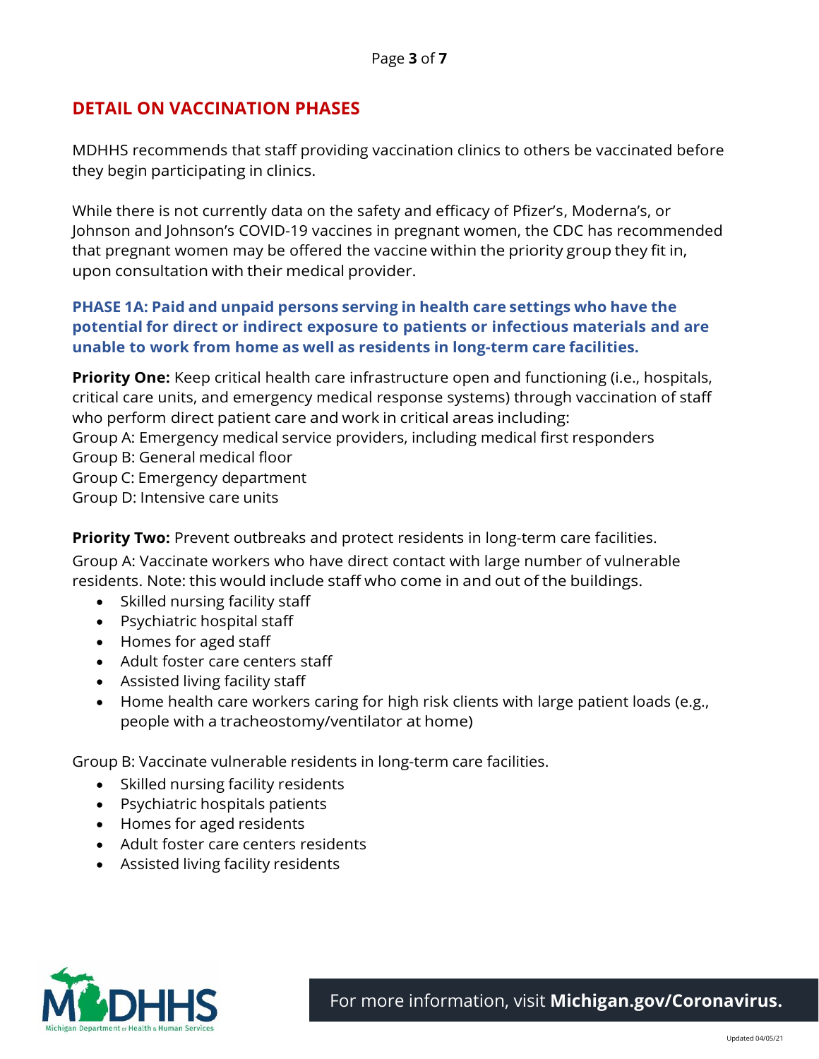## DETAIL ON VACCINATION PHASES

MDHHS recommends that staff providing vaccination clinics to others be vaccinated before they begin participating in clinics.

While there is not currently data on the safety and efficacy of Pfizer's, Moderna's, or Johnson and Johnson's COVID-19 vaccines in pregnant women, the CDC has recommended that pregnant women may be offered the vaccine within the priority group they fit in, upon consultation with their medical provider.

### PHASE 1A: Paid and unpaid persons serving in health care settings who have the potential for direct or indirect exposure to patients or infectious materials and are unable to work from home as well as residents in long-term care facilities.

**Priority One:** Keep critical health care infrastructure open and functioning (i.e., hospitals, critical care units, and emergency medical response systems) through vaccination of staff who perform direct patient care and work in critical areas including:
Group A: Emergency medical service providers, including medical first responders
Group B: General medical floor
Group C: Emergency department
Group D: Intensive care units

**Priority Two:** Prevent outbreaks and protect residents in long-term care facilities.

Group A: Vaccinate workers who have direct contact with large number of vulnerable residents. Note: this would include staff who come in and out of the buildings.

- Skilled nursing facility staff
- Psychiatric hospital staff
- Homes for aged staff
- Adult foster care centers staff
- Assisted living facility staff
- Home health care workers caring for high risk clients with large patient loads (e.g., people with a tracheostomy/ventilator at home)

Group B: Vaccinate vulnerable residents in long-term care facilities.

- Skilled nursing facility residents
- Psychiatric hospitals patients
- Homes for aged residents
- Adult foster care centers residents
- Assisted living facility residents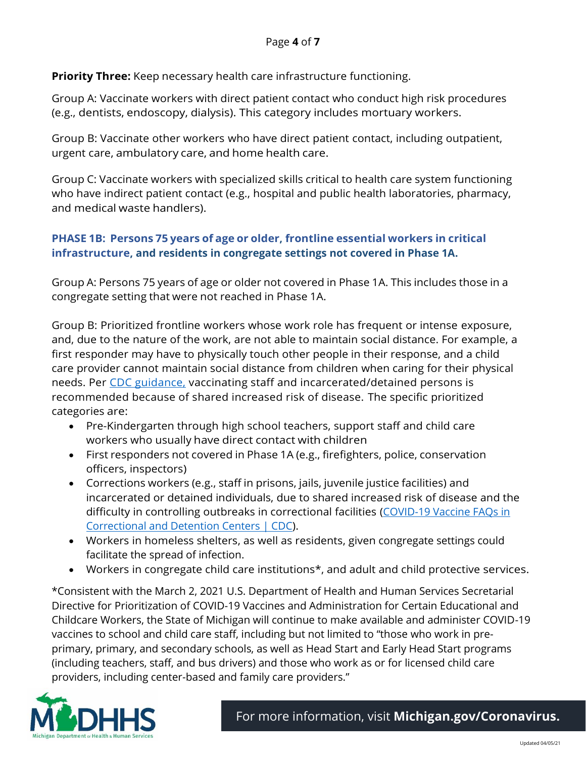**Priority Three:** Keep necessary health care infrastructure functioning.

Group A: Vaccinate workers with direct patient contact who conduct high risk procedures (e.g., dentists, endoscopy, dialysis). This category includes mortuary workers.

Group B: Vaccinate other workers who have direct patient contact, including outpatient, urgent care, ambulatory care, and home health care.

Group C: Vaccinate workers with specialized skills critical to health care system functioning who have indirect patient contact (e.g., hospital and public health laboratories, pharmacy, and medical waste handlers).

### PHASE 1B: Persons 75 years of age or older, frontline essential workers in critical infrastructure, and residents in congregate settings not covered in Phase 1A.

Group A: Persons 75 years of age or older not covered in Phase 1A. This includes those in a congregate setting that were not reached in Phase 1A.

Group B: Prioritized frontline workers whose work role has frequent or intense exposure, and, due to the nature of the work, are not able to maintain social distance. For example, a first responder may have to physically touch other people in their response, and a child care provider cannot maintain social distance from children when caring for their physical needs. Per CDC guidance, vaccinating staff and incarcerated/detained persons is recommended because of shared increased risk of disease. The specific prioritized categories are:

- Pre-Kindergarten through high school teachers, support staff and child care workers who usually have direct contact with children
- First responders not covered in Phase 1A (e.g., firefighters, police, conservation officers, inspectors)
- Corrections workers (e.g., staff in prisons, jails, juvenile justice facilities) and incarcerated or detained individuals, due to shared increased risk of disease and the difficulty in controlling outbreaks in correctional facilities (COVID-19 Vaccine FAQs in Correctional and Detention Centers | CDC).
- Workers in homeless shelters, as well as residents, given congregate settings could facilitate the spread of infection.
- Workers in congregate child care institutions*, and adult and child protective services.

*Consistent with the March 2, 2021 U.S. Department of Health and Human Services Secretarial Directive for Prioritization of COVID-19 Vaccines and Administration for Certain Educational and Childcare Workers, the State of Michigan will continue to make available and administer COVID-19 vaccines to school and child care staff, including but not limited to "those who work in pre-primary, primary, and secondary schools, as well as Head Start and Early Head Start programs (including teachers, staff, and bus drivers) and those who work as or for licensed child care providers, including center-based and family care providers."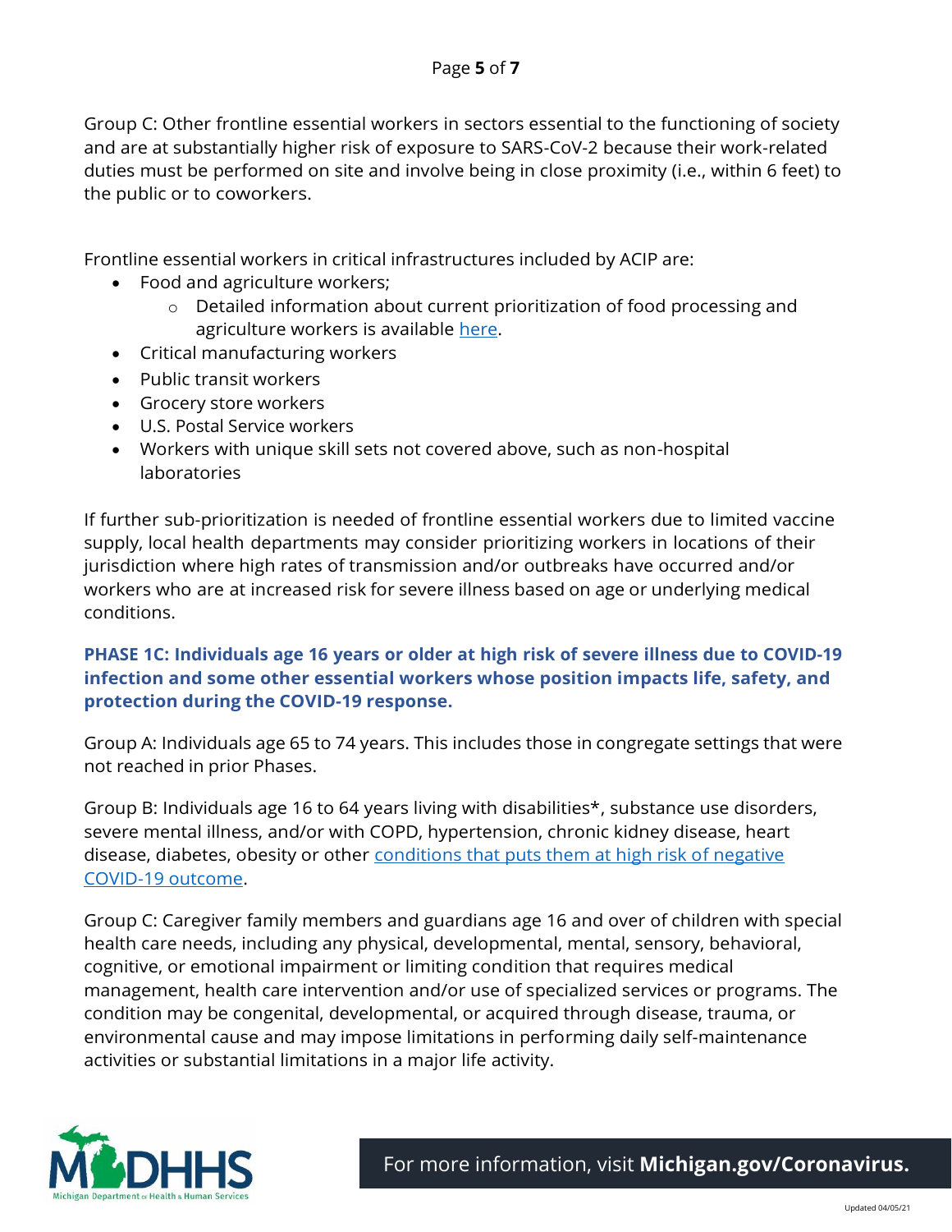Group C: Other frontline essential workers in sectors essential to the functioning of society and are at substantially higher risk of exposure to SARS-CoV-2 because their work-related duties must be performed on site and involve being in close proximity (i.e., within 6 feet) to the public or to coworkers.

Frontline essential workers in critical infrastructures included by ACIP are:

- Food and agriculture workers;
  - Detailed information about current prioritization of food processing and agriculture workers is available [here](#).
- Critical manufacturing workers
- Public transit workers
- Grocery store workers
- U.S. Postal Service workers
- Workers with unique skill sets not covered above, such as non-hospital laboratories

If further sub-prioritization is needed of frontline essential workers due to limited vaccine supply, local health departments may consider prioritizing workers in locations of their jurisdiction where high rates of transmission and/or outbreaks have occurred and/or workers who are at increased risk for severe illness based on age or underlying medical conditions.

### PHASE 1C: Individuals age 16 years or older at high risk of severe illness due to COVID-19 infection and some other essential workers whose position impacts life, safety, and protection during the COVID-19 response.

Group A: Individuals age 65 to 74 years. This includes those in congregate settings that were not reached in prior Phases.

Group B: Individuals age 16 to 64 years living with disabilities*, substance use disorders, severe mental illness, and/or with COPD, hypertension, chronic kidney disease, heart disease, diabetes, obesity or other [conditions that puts them at high risk of negative COVID-19 outcome](#).

Group C: Caregiver family members and guardians age 16 and over of children with special health care needs, including any physical, developmental, mental, sensory, behavioral, cognitive, or emotional impairment or limiting condition that requires medical management, health care intervention and/or use of specialized services or programs. The condition may be congenital, developmental, or acquired through disease, trauma, or environmental cause and may impose limitations in performing daily self-maintenance activities or substantial limitations in a major life activity.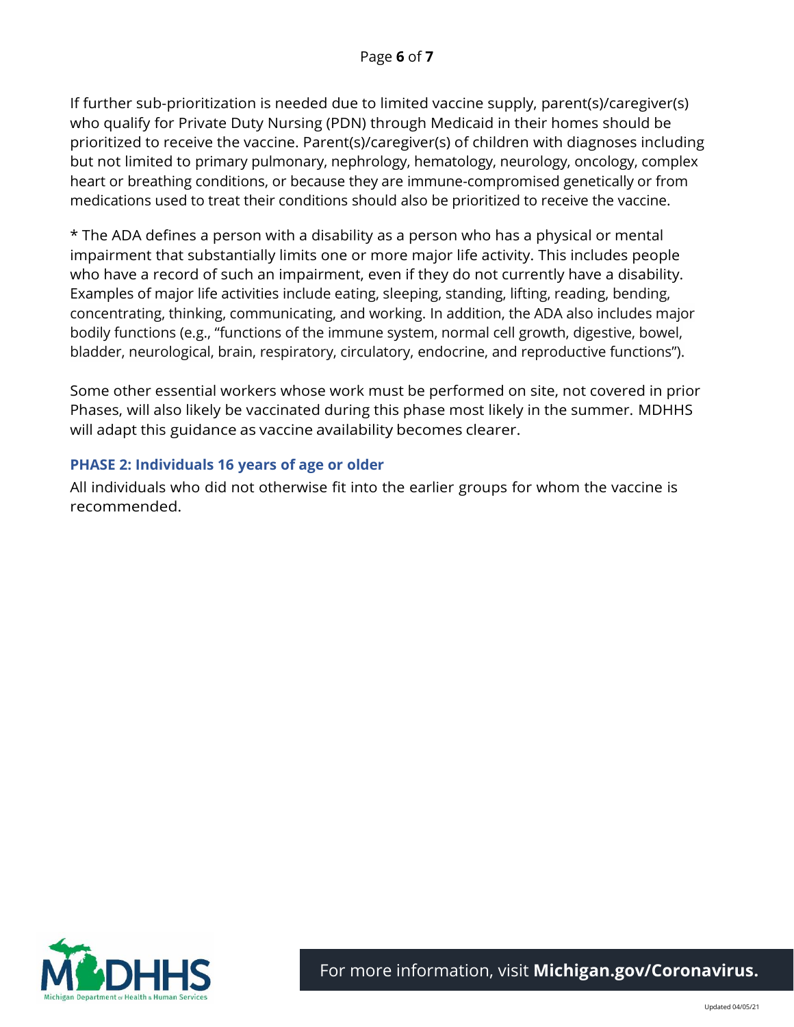If further sub-prioritization is needed due to limited vaccine supply, parent(s)/caregiver(s) who qualify for Private Duty Nursing (PDN) through Medicaid in their homes should be prioritized to receive the vaccine. Parent(s)/caregiver(s) of children with diagnoses including but not limited to primary pulmonary, nephrology, hematology, neurology, oncology, complex heart or breathing conditions, or because they are immune-compromised genetically or from medications used to treat their conditions should also be prioritized to receive the vaccine.

* The ADA defines a person with a disability as a person who has a physical or mental impairment that substantially limits one or more major life activity. This includes people who have a record of such an impairment, even if they do not currently have a disability. Examples of major life activities include eating, sleeping, standing, lifting, reading, bending, concentrating, thinking, communicating, and working. In addition, the ADA also includes major bodily functions (e.g., "functions of the immune system, normal cell growth, digestive, bowel, bladder, neurological, brain, respiratory, circulatory, endocrine, and reproductive functions").

Some other essential workers whose work must be performed on site, not covered in prior Phases, will also likely be vaccinated during this phase most likely in the summer. MDHHS will adapt this guidance as vaccine availability becomes clearer.

### PHASE 2: Individuals 16 years of age or older

All individuals who did not otherwise fit into the earlier groups for whom the vaccine is recommended.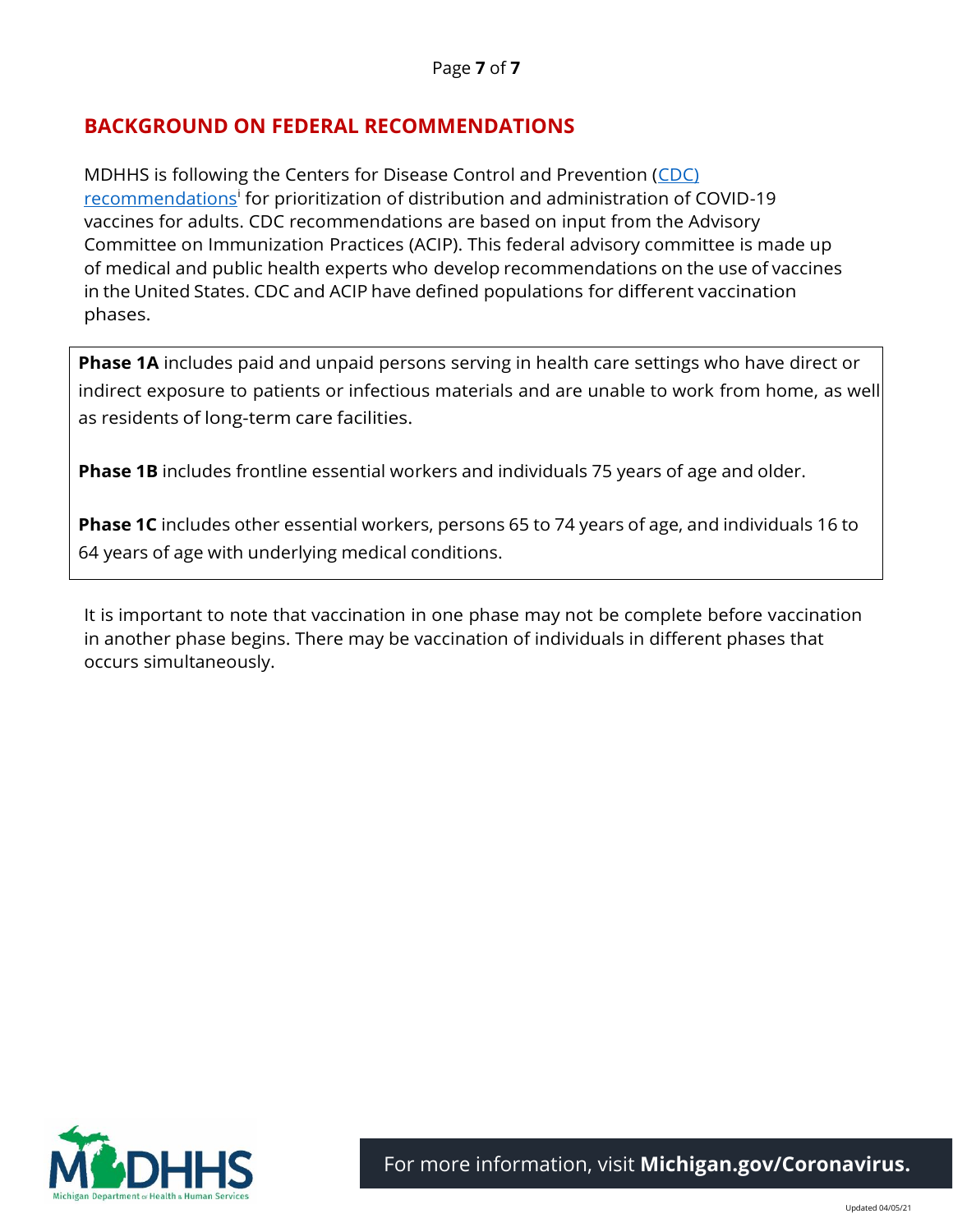## BACKGROUND ON FEDERAL RECOMMENDATIONS

MDHHS is following the Centers for Disease Control and Prevention (CDC) recommendations[i] for prioritization of distribution and administration of COVID-19 vaccines for adults. CDC recommendations are based on input from the Advisory Committee on Immunization Practices (ACIP). This federal advisory committee is made up of medical and public health experts who develop recommendations on the use of vaccines in the United States. CDC and ACIP have defined populations for different vaccination phases.

**Phase 1A** includes paid and unpaid persons serving in health care settings who have direct or indirect exposure to patients or infectious materials and are unable to work from home, as well as residents of long-term care facilities.

**Phase 1B** includes frontline essential workers and individuals 75 years of age and older.

**Phase 1C** includes other essential workers, persons 65 to 74 years of age, and individuals 16 to 64 years of age with underlying medical conditions.

It is important to note that vaccination in one phase may not be complete before vaccination in another phase begins. There may be vaccination of individuals in different phases that occurs simultaneously.

For more information, visit **Michigan.gov/Coronavirus.**

Updated 04/05/21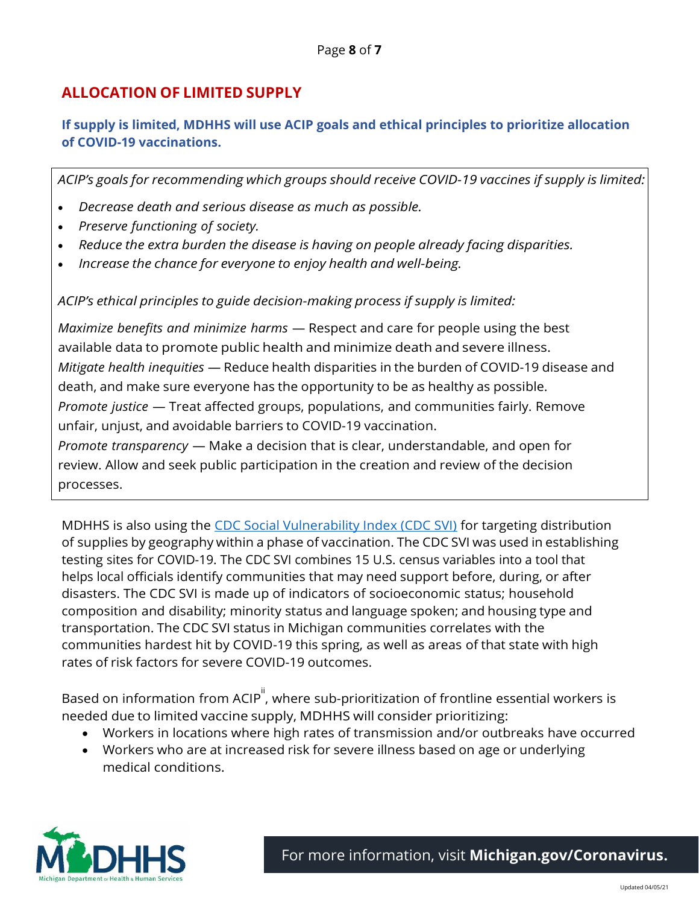## ALLOCATION OF LIMITED SUPPLY

**If supply is limited, MDHHS will use ACIP goals and ethical principles to prioritize allocation of COVID-19 vaccinations.**

*ACIP's goals for recommending which groups should receive COVID-19 vaccines if supply is limited:*

- *Decrease death and serious disease as much as possible.*
- *Preserve functioning of society.*
- *Reduce the extra burden the disease is having on people already facing disparities.*
- *Increase the chance for everyone to enjoy health and well-being.*

*ACIP's ethical principles to guide decision-making process if supply is limited:*

*Maximize benefits and minimize harms* — Respect and care for people using the best available data to promote public health and minimize death and severe illness.
*Mitigate health inequities* — Reduce health disparities in the burden of COVID-19 disease and death, and make sure everyone has the opportunity to be as healthy as possible.
*Promote justice* — Treat affected groups, populations, and communities fairly. Remove unfair, unjust, and avoidable barriers to COVID-19 vaccination.
*Promote transparency* — Make a decision that is clear, understandable, and open for review. Allow and seek public participation in the creation and review of the decision processes.

MDHHS is also using the [CDC Social Vulnerability Index (CDC SVI)](CDC Social Vulnerability Index (CDC SVI)) for targeting distribution of supplies by geography within a phase of vaccination. The CDC SVI was used in establishing testing sites for COVID-19. The CDC SVI combines 15 U.S. census variables into a tool that helps local officials identify communities that may need support before, during, or after disasters. The CDC SVI is made up of indicators of socioeconomic status; household composition and disability; minority status and language spoken; and housing type and transportation. The CDC SVI status in Michigan communities correlates with the communities hardest hit by COVID-19 this spring, as well as areas of that state with high rates of risk factors for severe COVID-19 outcomes.

Based on information from ACIP[ii], where sub-prioritization of frontline essential workers is needed due to limited vaccine supply, MDHHS will consider prioritizing:

- Workers in locations where high rates of transmission and/or outbreaks have occurred
- Workers who are at increased risk for severe illness based on age or underlying medical conditions.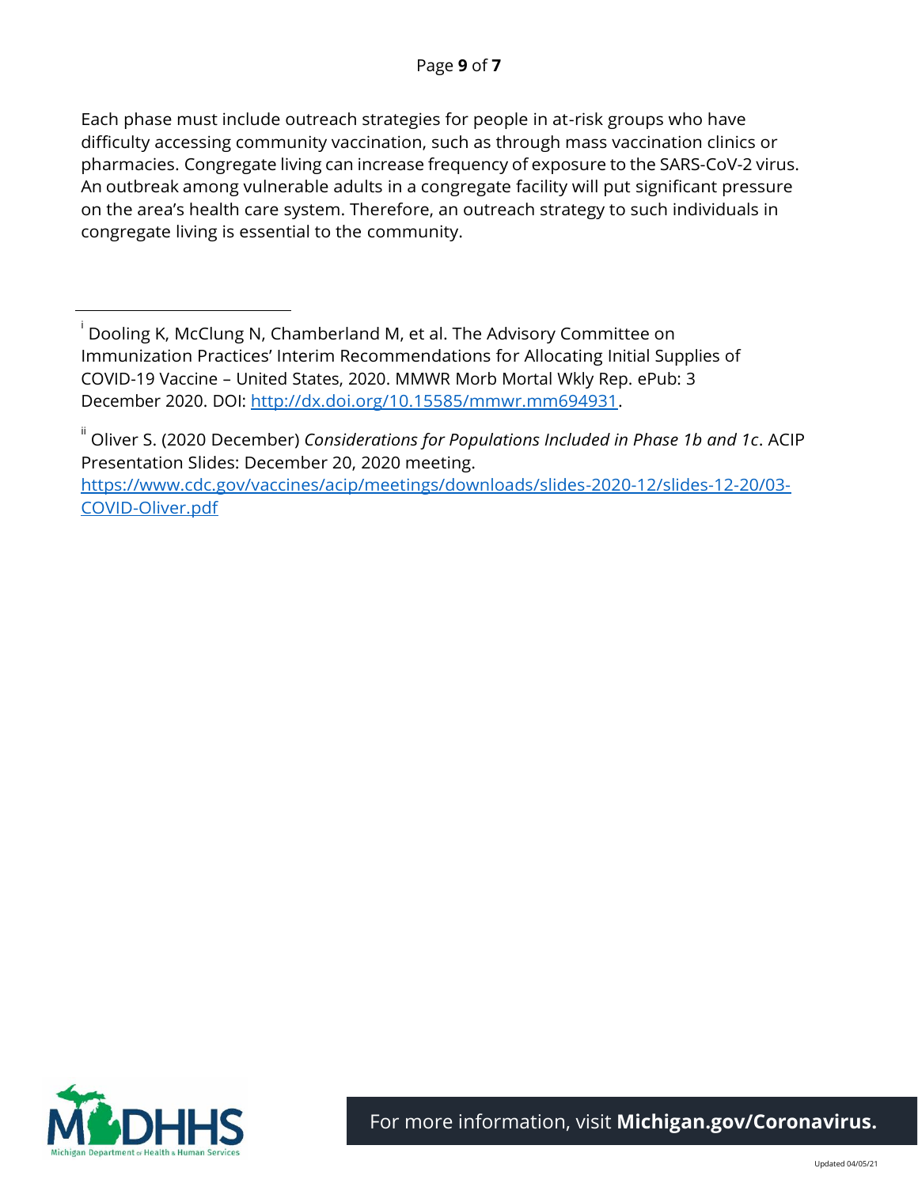Each phase must include outreach strategies for people in at-risk groups who have difficulty accessing community vaccination, such as through mass vaccination clinics or pharmacies. Congregate living can increase frequency of exposure to the SARS-CoV-2 virus. An outbreak among vulnerable adults in a congregate facility will put significant pressure on the area's health care system. Therefore, an outreach strategy to such individuals in congregate living is essential to the community.

---

[i] Dooling K, McClung N, Chamberland M, et al. The Advisory Committee on Immunization Practices' Interim Recommendations for Allocating Initial Supplies of COVID-19 Vaccine – United States, 2020. MMWR Morb Mortal Wkly Rep. ePub: 3 December 2020. DOI: [http://dx.doi.org/10.15585/mmwr.mm694931](http://dx.doi.org/10.15585/mmwr.mm694931).

[ii] Oliver S. (2020 December) *Considerations for Populations Included in Phase 1b and 1c*. ACIP Presentation Slides: December 20, 2020 meeting. [https://www.cdc.gov/vaccines/acip/meetings/downloads/slides-2020-12/slides-12-20/03-COVID-Oliver.pdf](https://www.cdc.gov/vaccines/acip/meetings/downloads/slides-2020-12/slides-12-20/03-COVID-Oliver.pdf)